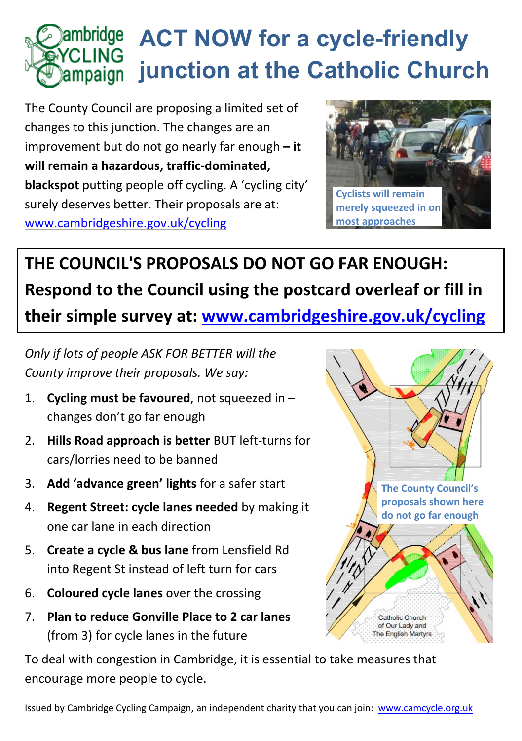# ACT NOW for a cycle-friendly junction at the Catholic Church

The County Council are proposing a limited set of changes to this junction. The changes are an improvement but do not go nearly far enough **– it will remain a hazardous, traffic-dominated, blackspot** putting people off cycling. A 'cycling city' surely deserves better. Their proposals are at: www.cambridgeshire.gov.uk/cycling

Cyclists will remain merely squeezed in on most approaches

**THE COUNCIL'S PROPOSALS DO NOT GO FAR ENOUGH: Respond to the Council using the postcard overleaf or fill in their simple survey at: www.cambridgeshire.gov.uk/cycling**

*Only if lots of people ASK FOR BETTER will the County improve their proposals. We say:*

1. **Cycling must be favoured**, not squeezed in – changes don't go far enough
2. **Hills Road approach is better** BUT left-turns for cars/lorries need to be banned
3. **Add 'advance green' lights** for a safer start
4. **Regent Street: cycle lanes needed** by making it one car lane in each direction
5. **Create a cycle & bus lane** from Lensfield Rd into Regent St instead of left turn for cars
6. **Coloured cycle lanes** over the crossing
7. **Plan to reduce Gonville Place to 2 car lanes** (from 3) for cycle lanes in the future

The County Council's proposals shown here do not go far enough

Catholic Church of Our Lady and The English Martyrs

To deal with congestion in Cambridge, it is essential to take measures that encourage more people to cycle.

Issued by Cambridge Cycling Campaign, an independent charity that you can join: www.camcycle.org.uk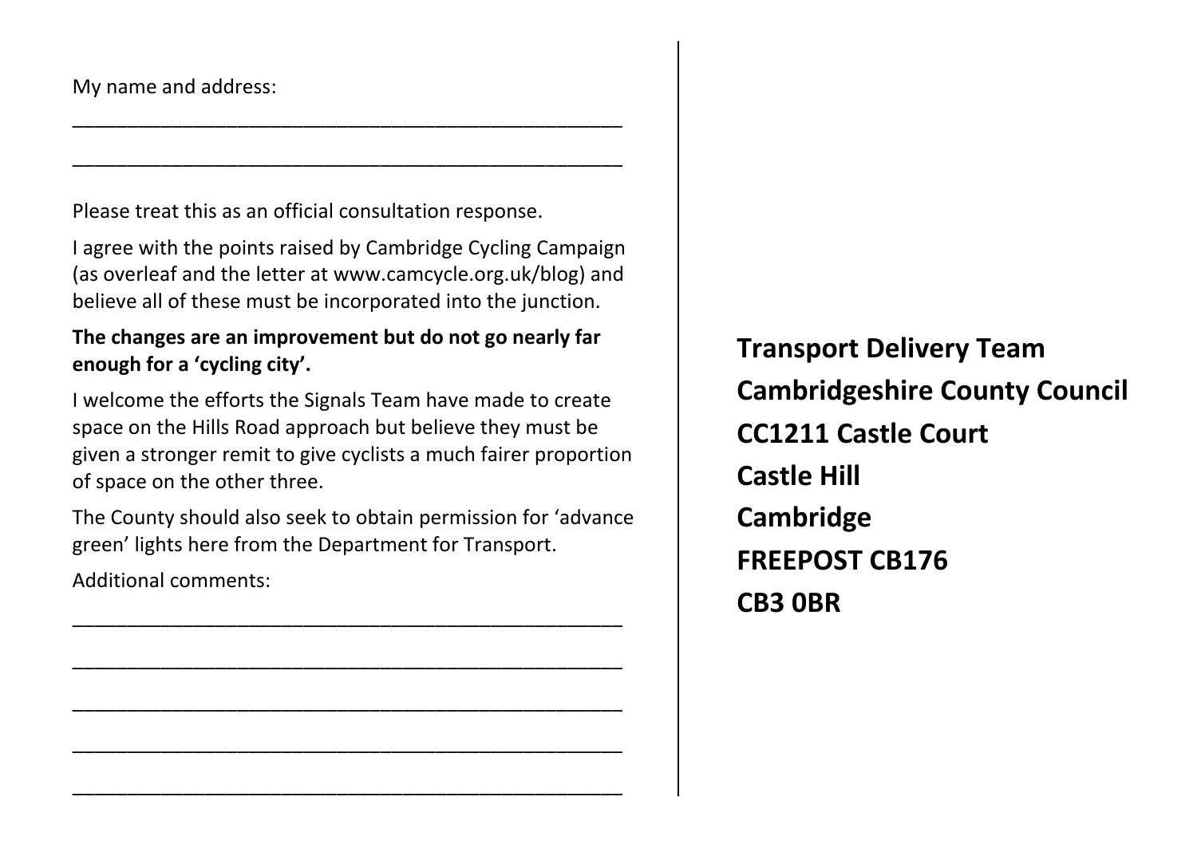My name and address:

\_\_\_\_\_\_\_\_\_\_\_\_\_\_\_\_\_\_\_\_\_\_\_\_\_\_\_\_\_\_\_\_\_\_\_\_\_\_\_\_\_\_\_\_\_\_\_\_\_\_

\_\_\_\_\_\_\_\_\_\_\_\_\_\_\_\_\_\_\_\_\_\_\_\_\_\_\_\_\_\_\_\_\_\_\_\_\_\_\_\_\_\_\_\_\_\_\_\_\_\_

Please treat this as an official consultation response.

I agree with the points raised by Cambridge Cycling Campaign (as overleaf and the letter at www.camcycle.org.uk/blog) and believe all of these must be incorporated into the junction.

**The changes are an improvement but do not go nearly far enough for a 'cycling city'.**

I welcome the efforts the Signals Team have made to create space on the Hills Road approach but believe they must be given a stronger remit to give cyclists a much fairer proportion of space on the other three.

The County should also seek to obtain permission for 'advance green' lights here from the Department for Transport.

Additional comments:

\_\_\_\_\_\_\_\_\_\_\_\_\_\_\_\_\_\_\_\_\_\_\_\_\_\_\_\_\_\_\_\_\_\_\_\_\_\_\_\_\_\_\_\_\_\_\_\_\_\_

\_\_\_\_\_\_\_\_\_\_\_\_\_\_\_\_\_\_\_\_\_\_\_\_\_\_\_\_\_\_\_\_\_\_\_\_\_\_\_\_\_\_\_\_\_\_\_\_\_\_

\_\_\_\_\_\_\_\_\_\_\_\_\_\_\_\_\_\_\_\_\_\_\_\_\_\_\_\_\_\_\_\_\_\_\_\_\_\_\_\_\_\_\_\_\_\_\_\_\_\_

\_\_\_\_\_\_\_\_\_\_\_\_\_\_\_\_\_\_\_\_\_\_\_\_\_\_\_\_\_\_\_\_\_\_\_\_\_\_\_\_\_\_\_\_\_\_\_\_\_\_

\_\_\_\_\_\_\_\_\_\_\_\_\_\_\_\_\_\_\_\_\_\_\_\_\_\_\_\_\_\_\_\_\_\_\_\_\_\_\_\_\_\_\_\_\_\_\_\_\_\_

**Transport Delivery Team**
**Cambridgeshire County Council**
**CC1211 Castle Court**
**Castle Hill**
**Cambridge**
**FREEPOST CB176**
**CB3 0BR**